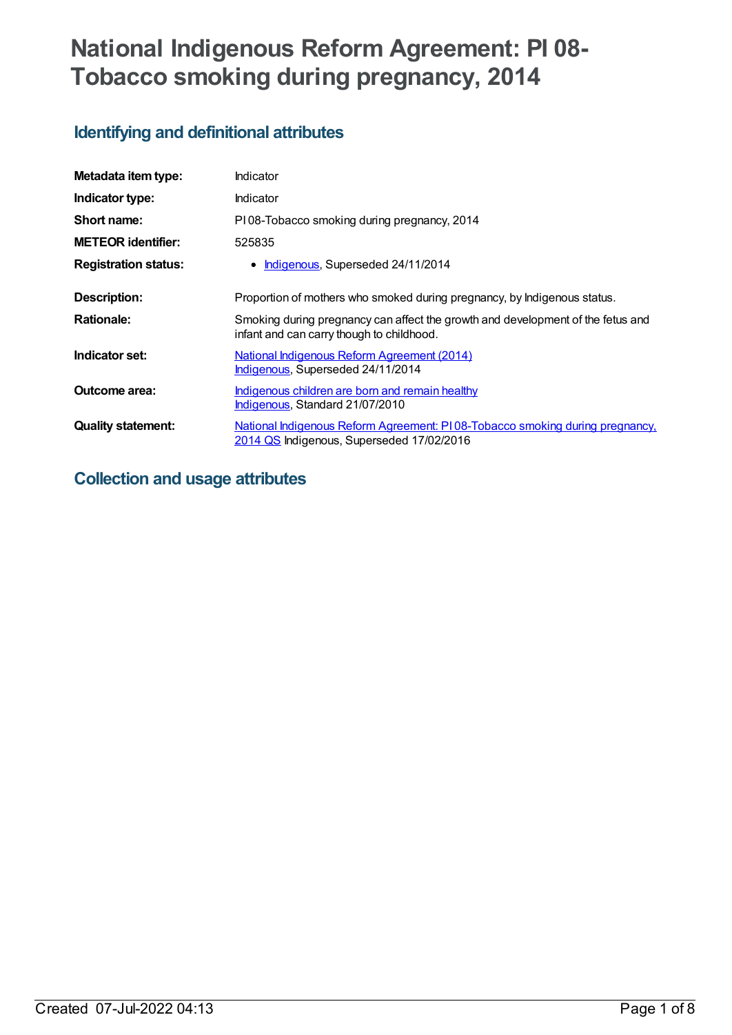# National Indigenous Reform Agreement: PI 08-Tobacco smoking during pregnancy, 2014

## Identifying and definitional attributes

| | |
|---|---|
| **Metadata item type:** | Indicator |
| **Indicator type:** | Indicator |
| **Short name:** | PI 08-Tobacco smoking during pregnancy, 2014 |
| **METEOR identifier:** | 525835 |
| **Registration status:** | • Indigenous, Superseded 24/11/2014 |
| **Description:** | Proportion of mothers who smoked during pregnancy, by Indigenous status. |
| **Rationale:** | Smoking during pregnancy can affect the growth and development of the fetus and infant and can carry though to childhood. |
| **Indicator set:** | National Indigenous Reform Agreement (2014) Indigenous, Superseded 24/11/2014 |
| **Outcome area:** | Indigenous children are born and remain healthy Indigenous, Standard 21/07/2010 |
| **Quality statement:** | National Indigenous Reform Agreement: PI 08-Tobacco smoking during pregnancy, 2014 QS Indigenous, Superseded 17/02/2016 |

## Collection and usage attributes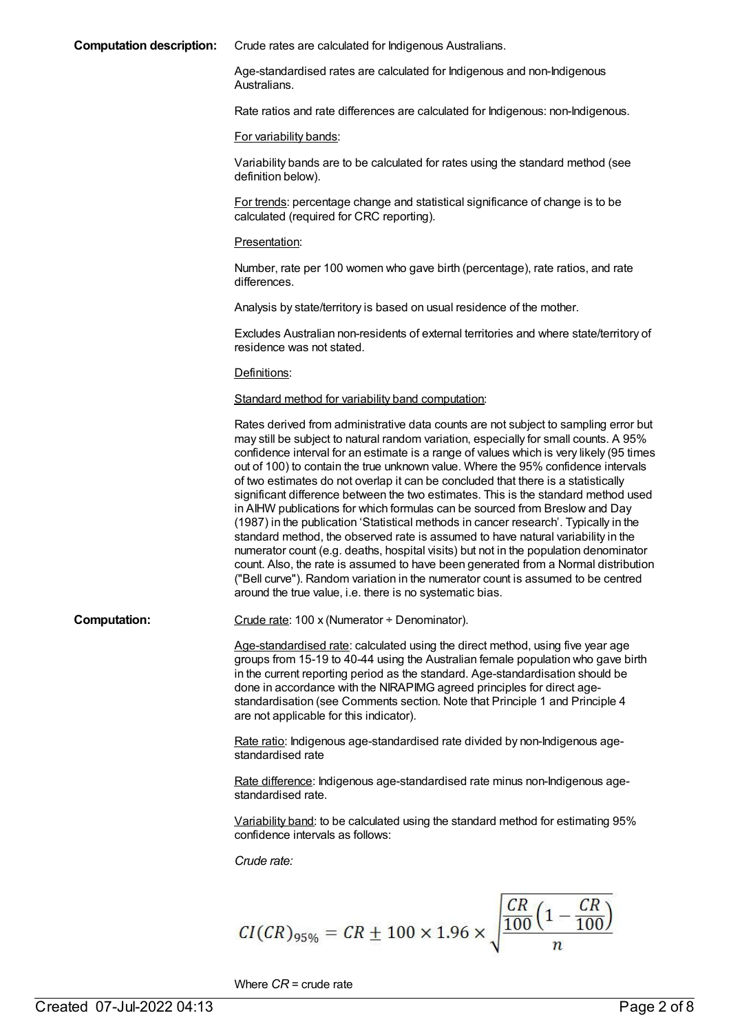**Computation description:** Crude rates are calculated for Indigenous Australians.

Age-standardised rates are calculated for Indigenous and non-Indigenous Australians.

Rate ratios and rate differences are calculated for Indigenous: non-Indigenous.

For variability bands:

Variability bands are to be calculated for rates using the standard method (see definition below).

For trends: percentage change and statistical significance of change is to be calculated (required for CRC reporting).

Presentation:

Number, rate per 100 women who gave birth (percentage), rate ratios, and rate differences.

Analysis by state/territory is based on usual residence of the mother.

Excludes Australian non-residents of external territories and where state/territory of residence was not stated.

Definitions:

Standard method for variability band computation:

Rates derived from administrative data counts are not subject to sampling error but may still be subject to natural random variation, especially for small counts. A 95% confidence interval for an estimate is a range of values which is very likely (95 times out of 100) to contain the true unknown value. Where the 95% confidence intervals of two estimates do not overlap it can be concluded that there is a statistically significant difference between the two estimates. This is the standard method used in AIHW publications for which formulas can be sourced from Breslow and Day (1987) in the publication 'Statistical methods in cancer research'. Typically in the standard method, the observed rate is assumed to have natural variability in the numerator count (e.g. deaths, hospital visits) but not in the population denominator count. Also, the rate is assumed to have been generated from a Normal distribution ("Bell curve"). Random variation in the numerator count is assumed to be centred around the true value, i.e. there is no systematic bias.

**Computation:** Crude rate: 100 x (Numerator ÷ Denominator).

Age-standardised rate: calculated using the direct method, using five year age groups from 15-19 to 40-44 using the Australian female population who gave birth in the current reporting period as the standard. Age-standardisation should be done in accordance with the NIRAPIMG agreed principles for direct age-standardisation (see Comments section. Note that Principle 1 and Principle 4 are not applicable for this indicator).

Rate ratio: Indigenous age-standardised rate divided by non-Indigenous age-standardised rate

Rate difference: Indigenous age-standardised rate minus non-Indigenous age-standardised rate.

Variability band: to be calculated using the standard method for estimating 95% confidence intervals as follows:

*Crude rate:*

$$CI(CR)_{95\%} = CR \pm 100 \times 1.96 \times \sqrt{\frac{\frac{CR}{100}\left(1 - \frac{CR}{100}\right)}{n}}$$

Where $CR$ = crude rate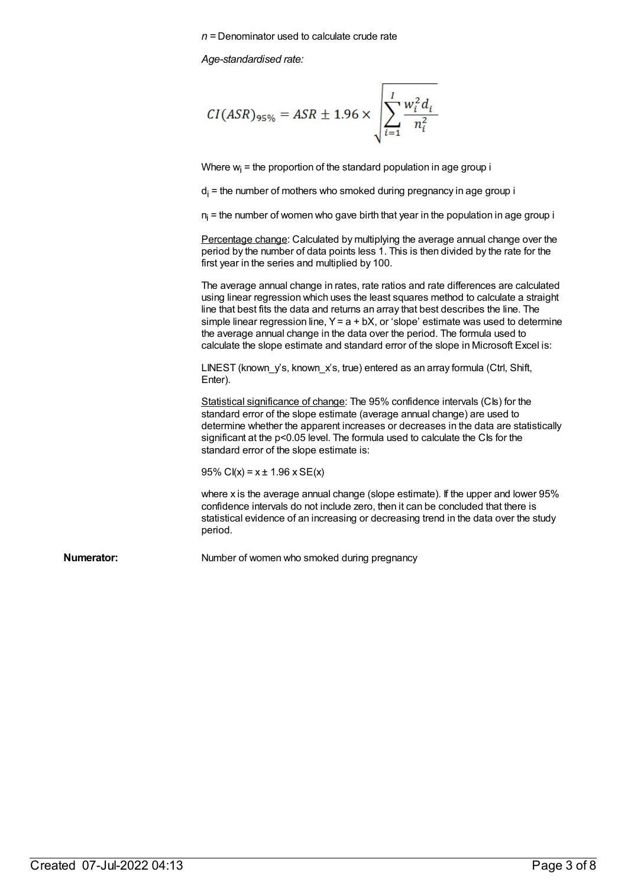$n$ = Denominator used to calculate crude rate

*Age-standardised rate:*

$$CI(ASR)_{95\%} = ASR \pm 1.96 \times \sqrt{\sum_{i=1}^{I} \frac{w_i^2 d_i}{n_i^2}}$$

Where $w_i$ = the proportion of the standard population in age group i

$d_i$ = the number of mothers who smoked during pregnancy in age group i

$n_i$ = the number of women who gave birth that year in the population in age group i

Percentage change: Calculated by multiplying the average annual change over the period by the number of data points less 1. This is then divided by the rate for the first year in the series and multiplied by 100.

The average annual change in rates, rate ratios and rate differences are calculated using linear regression which uses the least squares method to calculate a straight line that best fits the data and returns an array that best describes the line. The simple linear regression line, $Y = a + bX$, or 'slope' estimate was used to determine the average annual change in the data over the period. The formula used to calculate the slope estimate and standard error of the slope in Microsoft Excel is:

LINEST (known_y's, known_x's, true) entered as an array formula (Ctrl, Shift, Enter).

Statistical significance of change: The 95% confidence intervals (CIs) for the standard error of the slope estimate (average annual change) are used to determine whether the apparent increases or decreases in the data are statistically significant at the $p<0.05$ level. The formula used to calculate the CIs for the standard error of the slope estimate is:

$95\% \; CI(x) = x \pm 1.96 \times SE(x)$

where x is the average annual change (slope estimate). If the upper and lower 95% confidence intervals do not include zero, then it can be concluded that there is statistical evidence of an increasing or decreasing trend in the data over the study period.

**Numerator:** Number of women who smoked during pregnancy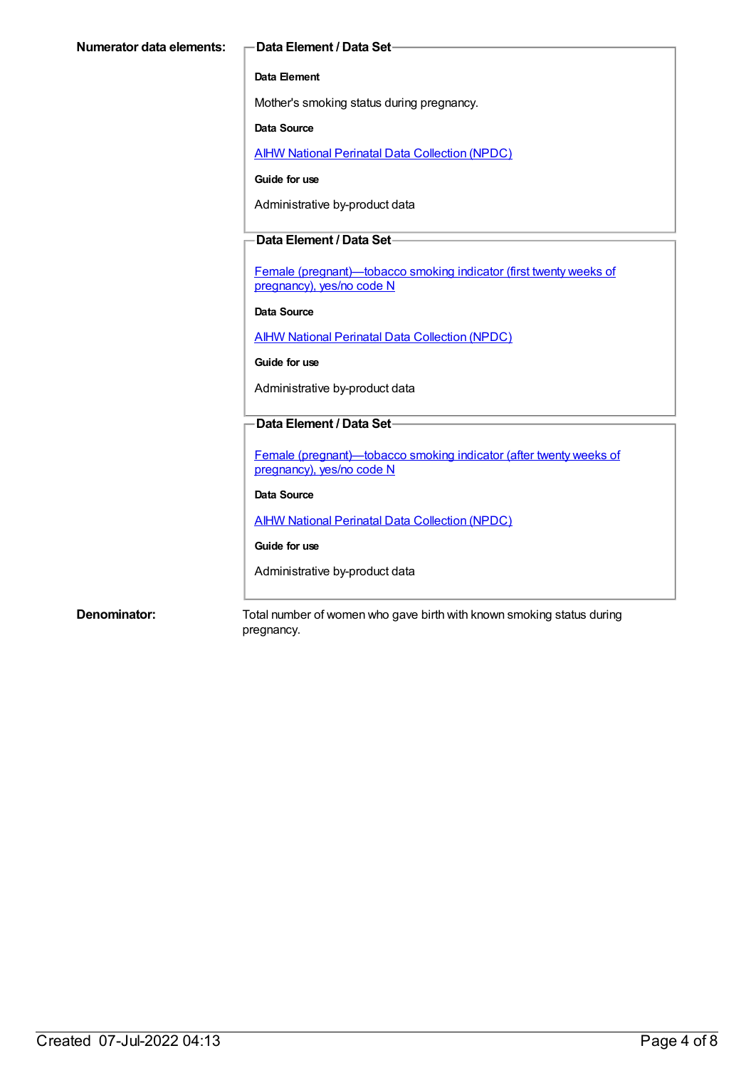**Numerator data elements:**

**Data Element / Data Set**

**Data Element**

Mother's smoking status during pregnancy.

**Data Source**

AIHW National Perinatal Data Collection (NPDC)

**Guide for use**

Administrative by-product data

**Data Element / Data Set**

Female (pregnant)—tobacco smoking indicator (first twenty weeks of pregnancy), yes/no code N

**Data Source**

AIHW National Perinatal Data Collection (NPDC)

**Guide for use**

Administrative by-product data

**Data Element / Data Set**

Female (pregnant)—tobacco smoking indicator (after twenty weeks of pregnancy), yes/no code N

**Data Source**

AIHW National Perinatal Data Collection (NPDC)

**Guide for use**

Administrative by-product data

**Denominator:**

Total number of women who gave birth with known smoking status during pregnancy.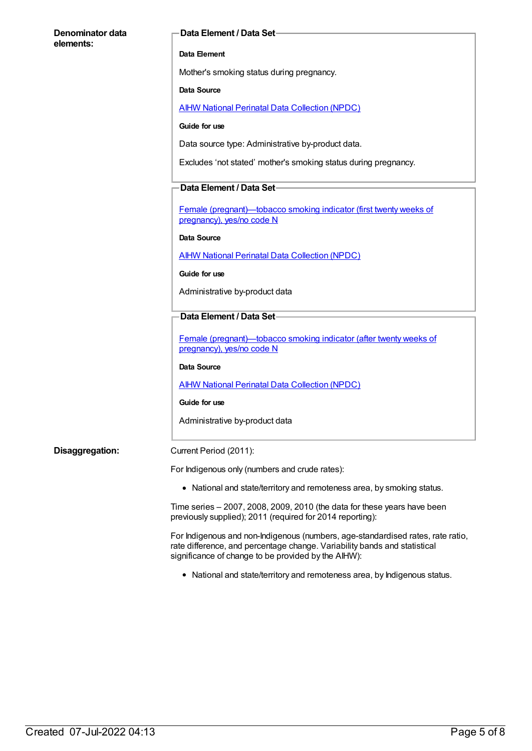**Denominator data elements:**

**Data Element / Data Set**

**Data Element**

Mother's smoking status during pregnancy.

**Data Source**

[AIHW National Perinatal Data Collection (NPDC)]

**Guide for use**

Data source type: Administrative by-product data.

Excludes 'not stated' mother's smoking status during pregnancy.

**Data Element / Data Set**

[Female (pregnant)—tobacco smoking indicator (first twenty weeks of pregnancy), yes/no code N]

**Data Source**

[AIHW National Perinatal Data Collection (NPDC)]

**Guide for use**

Administrative by-product data

**Data Element / Data Set**

[Female (pregnant)—tobacco smoking indicator (after twenty weeks of pregnancy), yes/no code N]

**Data Source**

[AIHW National Perinatal Data Collection (NPDC)]

**Guide for use**

Administrative by-product data

**Disaggregation:**

Current Period (2011):

For Indigenous only (numbers and crude rates):

- National and state/territory and remoteness area, by smoking status.

Time series – 2007, 2008, 2009, 2010 (the data for these years have been previously supplied); 2011 (required for 2014 reporting):

For Indigenous and non-Indigenous (numbers, age-standardised rates, rate ratio, rate difference, and percentage change. Variability bands and statistical significance of change to be provided by the AIHW):

- National and state/territory and remoteness area, by Indigenous status.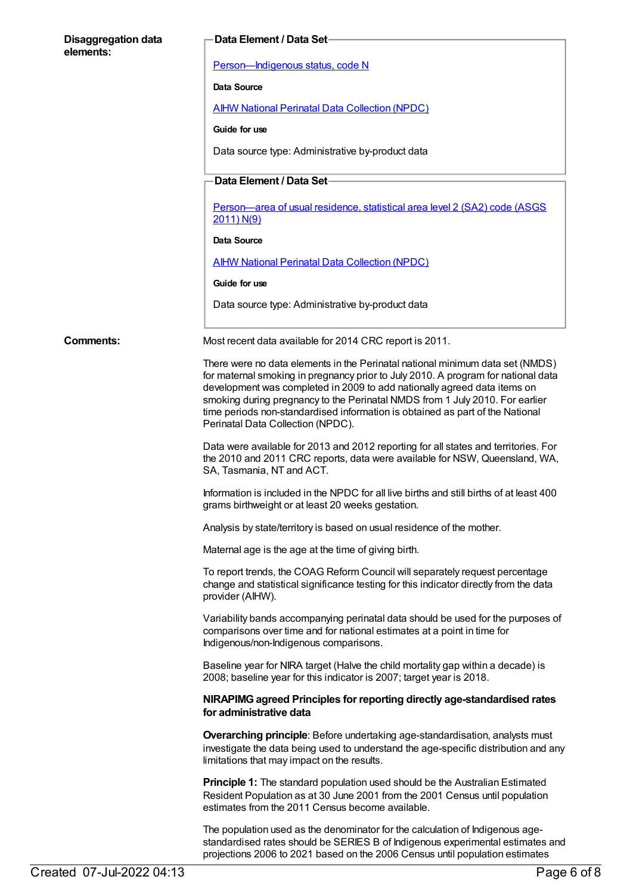**Disaggregation data elements:**

**Data Element / Data Set**

[Person—Indigenous status, code N]

**Data Source**

[AIHW National Perinatal Data Collection (NPDC)]

**Guide for use**

Data source type: Administrative by-product data

**Data Element / Data Set**

[Person—area of usual residence, statistical area level 2 (SA2) code (ASGS 2011) N(9)]

**Data Source**

[AIHW National Perinatal Data Collection (NPDC)]

**Guide for use**

Data source type: Administrative by-product data

**Comments:**

Most recent data available for 2014 CRC report is 2011.

There were no data elements in the Perinatal national minimum data set (NMDS) for maternal smoking in pregnancy prior to July 2010. A program for national data development was completed in 2009 to add nationally agreed data items on smoking during pregnancy to the Perinatal NMDS from 1 July 2010. For earlier time periods non-standardised information is obtained as part of the National Perinatal Data Collection (NPDC).

Data were available for 2013 and 2012 reporting for all states and territories. For the 2010 and 2011 CRC reports, data were available for NSW, Queensland, WA, SA, Tasmania, NT and ACT.

Information is included in the NPDC for all live births and still births of at least 400 grams birthweight or at least 20 weeks gestation.

Analysis by state/territory is based on usual residence of the mother.

Maternal age is the age at the time of giving birth.

To report trends, the COAG Reform Council will separately request percentage change and statistical significance testing for this indicator directly from the data provider (AIHW).

Variability bands accompanying perinatal data should be used for the purposes of comparisons over time and for national estimates at a point in time for Indigenous/non-Indigenous comparisons.

Baseline year for NIRA target (Halve the child mortality gap within a decade) is 2008; baseline year for this indicator is 2007; target year is 2018.

**NIRAPIMG agreed Principles for reporting directly age-standardised rates for administrative data**

**Overarching principle**: Before undertaking age-standardisation, analysts must investigate the data being used to understand the age-specific distribution and any limitations that may impact on the results.

**Principle 1:** The standard population used should be the Australian Estimated Resident Population as at 30 June 2001 from the 2001 Census until population estimates from the 2011 Census become available.

The population used as the denominator for the calculation of Indigenous age-standardised rates should be SERIES B of Indigenous experimental estimates and projections 2006 to 2021 based on the 2006 Census until population estimates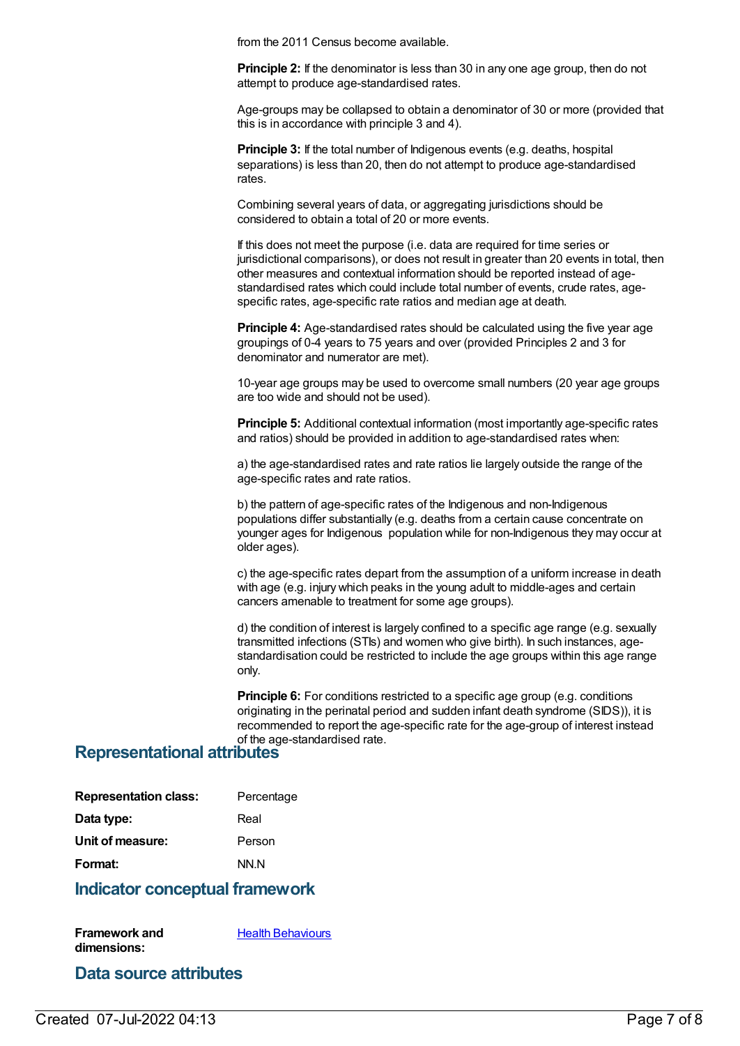from the 2011 Census become available.

**Principle 2:** If the denominator is less than 30 in any one age group, then do not attempt to produce age-standardised rates.

Age-groups may be collapsed to obtain a denominator of 30 or more (provided that this is in accordance with principle 3 and 4).

**Principle 3:** If the total number of Indigenous events (e.g. deaths, hospital separations) is less than 20, then do not attempt to produce age-standardised rates.

Combining several years of data, or aggregating jurisdictions should be considered to obtain a total of 20 or more events.

If this does not meet the purpose (i.e. data are required for time series or jurisdictional comparisons), or does not result in greater than 20 events in total, then other measures and contextual information should be reported instead of age-standardised rates which could include total number of events, crude rates, age-specific rates, age-specific rate ratios and median age at death.

**Principle 4:** Age-standardised rates should be calculated using the five year age groupings of 0-4 years to 75 years and over (provided Principles 2 and 3 for denominator and numerator are met).

10-year age groups may be used to overcome small numbers (20 year age groups are too wide and should not be used).

**Principle 5:** Additional contextual information (most importantly age-specific rates and ratios) should be provided in addition to age-standardised rates when:

a) the age-standardised rates and rate ratios lie largely outside the range of the age-specific rates and rate ratios.

b) the pattern of age-specific rates of the Indigenous and non-Indigenous populations differ substantially (e.g. deaths from a certain cause concentrate on younger ages for Indigenous population while for non-Indigenous they may occur at older ages).

c) the age-specific rates depart from the assumption of a uniform increase in death with age (e.g. injury which peaks in the young adult to middle-ages and certain cancers amenable to treatment for some age groups).

d) the condition of interest is largely confined to a specific age range (e.g. sexually transmitted infections (STIs) and women who give birth). In such instances, age-standardisation could be restricted to include the age groups within this age range only.

**Principle 6:** For conditions restricted to a specific age group (e.g. conditions originating in the perinatal period and sudden infant death syndrome (SIDS)), it is recommended to report the age-specific rate for the age-group of interest instead of the age-standardised rate.

## Representational attributes

| | |
|---|---|
| **Representation class:** | Percentage |
| **Data type:** | Real |
| **Unit of measure:** | Person |
| **Format:** | NN.N |

## Indicator conceptual framework

| | |
|---|---|
| **Framework and dimensions:** | Health Behaviours |

## Data source attributes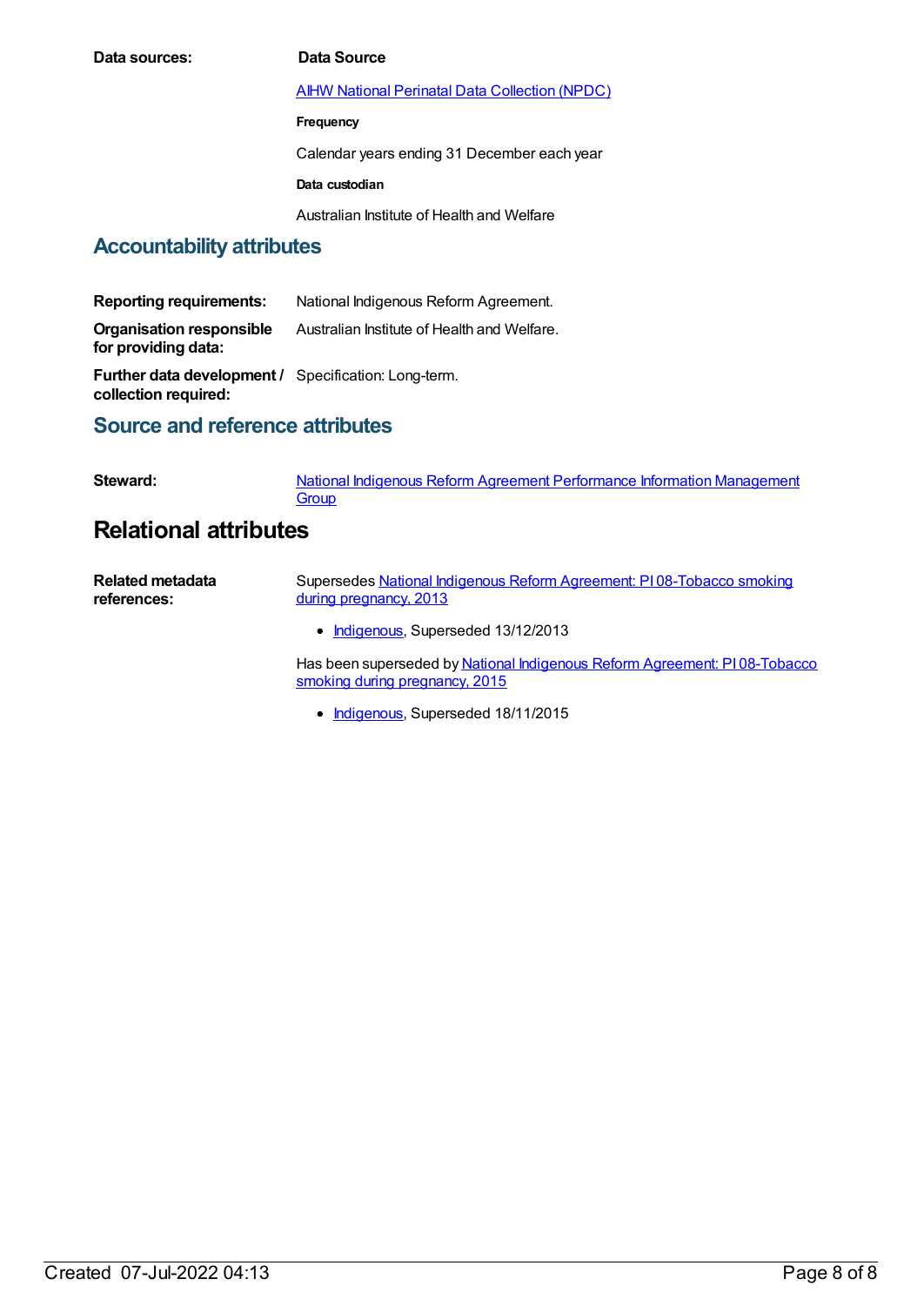**Data sources:**

**Data Source**

AIHW National Perinatal Data Collection (NPDC)

**Frequency**

Calendar years ending 31 December each year

**Data custodian**

Australian Institute of Health and Welfare

## Accountability attributes

**Reporting requirements:** National Indigenous Reform Agreement.

**Organisation responsible for providing data:** Australian Institute of Health and Welfare.

**Further data development / collection required:** Specification: Long-term.

## Source and reference attributes

**Steward:** National Indigenous Reform Agreement Performance Information Management Group

# Relational attributes

**Related metadata references:**

Supersedes National Indigenous Reform Agreement: PI 08-Tobacco smoking during pregnancy, 2013

- Indigenous, Superseded 13/12/2013

Has been superseded by National Indigenous Reform Agreement: PI 08-Tobacco smoking during pregnancy, 2015

- Indigenous, Superseded 18/11/2015